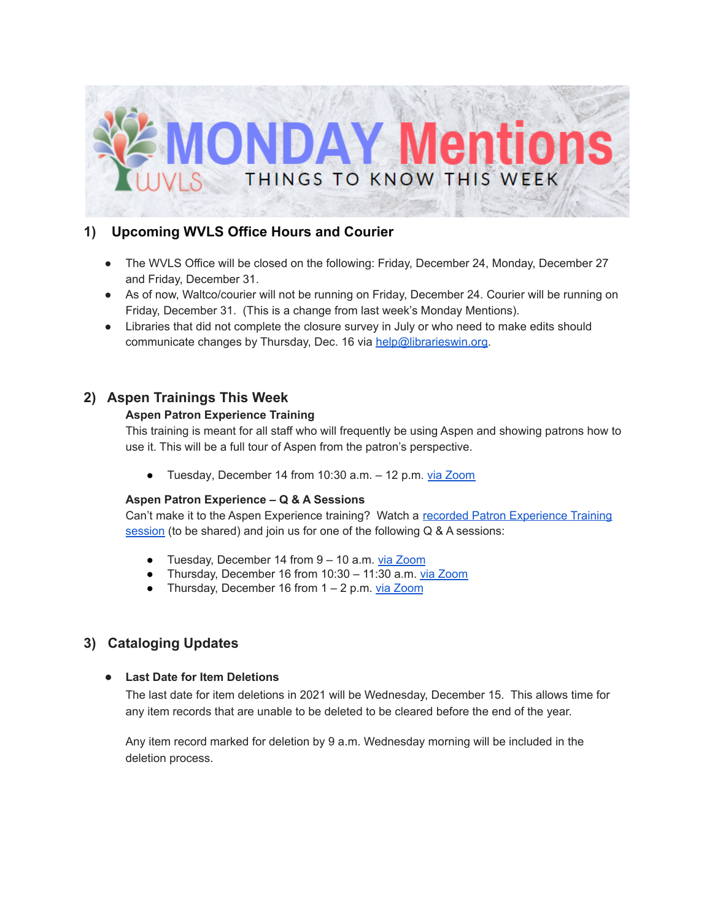# MONDAY Mentions

THINGS TO KNOW THIS WEEK

## 1) Upcoming WVLS Office Hours and Courier

- The WVLS Office will be closed on the following: Friday, December 24, Monday, December 27 and Friday, December 31.
- As of now, Waltco/courier will not be running on Friday, December 24. Courier will be running on Friday, December 31. (This is a change from last week's Monday Mentions).
- Libraries that did not complete the closure survey in July or who need to make edits should communicate changes by Thursday, Dec. 16 via help@librarieswin.org.

## 2) Aspen Trainings This Week

**Aspen Patron Experience Training**

This training is meant for all staff who will frequently be using Aspen and showing patrons how to use it. This will be a full tour of Aspen from the patron's perspective.

- Tuesday, December 14 from 10:30 a.m. – 12 p.m. via Zoom

**Aspen Patron Experience – Q & A Sessions**

Can't make it to the Aspen Experience training? Watch a recorded Patron Experience Training session (to be shared) and join us for one of the following Q & A sessions:

- Tuesday, December 14 from 9 – 10 a.m. via Zoom
- Thursday, December 16 from 10:30 – 11:30 a.m. via Zoom
- Thursday, December 16 from 1 – 2 p.m. via Zoom

## 3) Cataloging Updates

- **Last Date for Item Deletions**

  The last date for item deletions in 2021 will be Wednesday, December 15. This allows time for any item records that are unable to be deleted to be cleared before the end of the year.

  Any item record marked for deletion by 9 a.m. Wednesday morning will be included in the deletion process.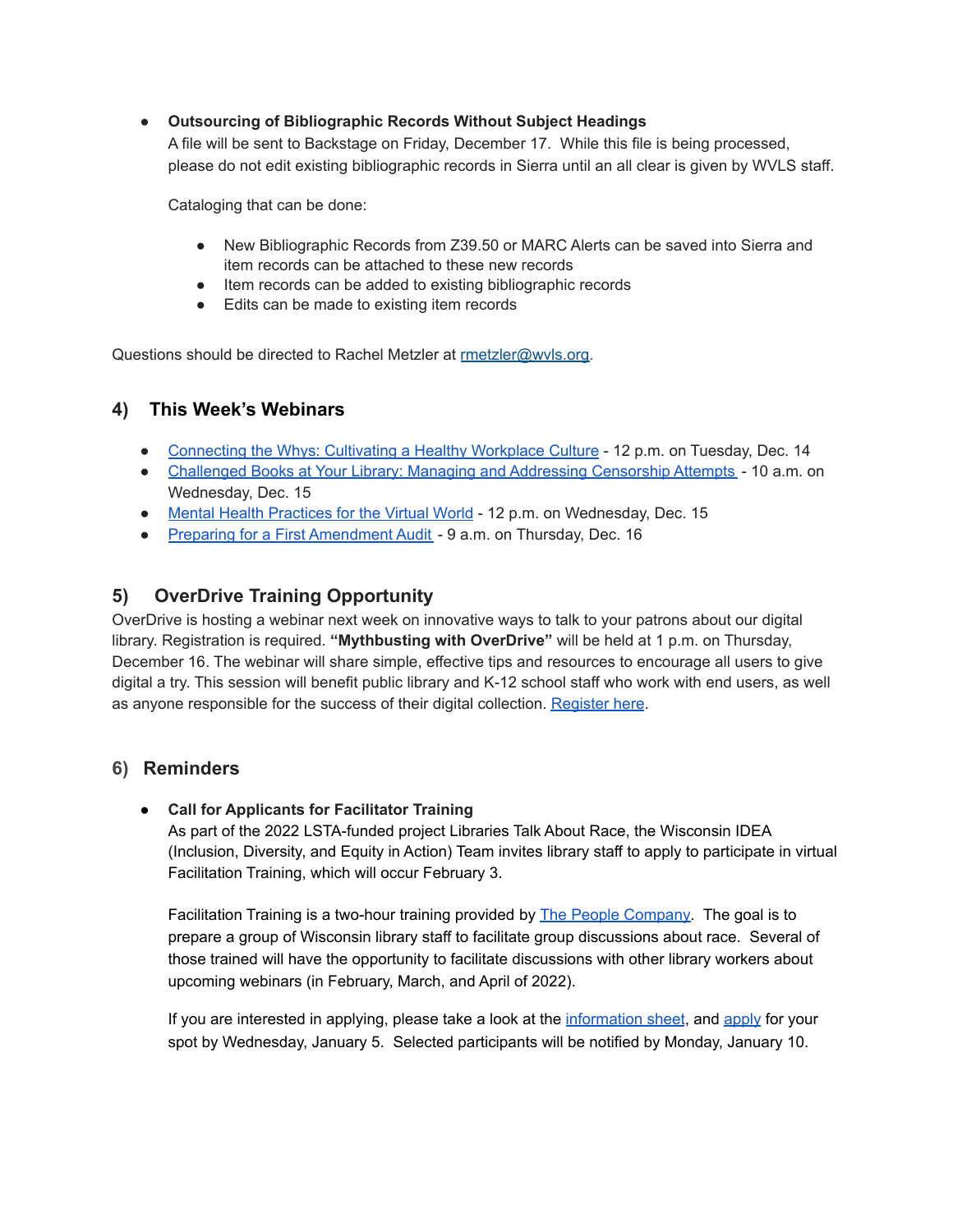- **Outsourcing of Bibliographic Records Without Subject Headings**
  A file will be sent to Backstage on Friday, December 17. While this file is being processed, please do not edit existing bibliographic records in Sierra until an all clear is given by WVLS staff.

  Cataloging that can be done:

  - New Bibliographic Records from Z39.50 or MARC Alerts can be saved into Sierra and item records can be attached to these new records
  - Item records can be added to existing bibliographic records
  - Edits can be made to existing item records

Questions should be directed to Rachel Metzler at rmetzler@wvls.org.

## 4) This Week's Webinars

- Connecting the Whys: Cultivating a Healthy Workplace Culture - 12 p.m. on Tuesday, Dec. 14
- Challenged Books at Your Library: Managing and Addressing Censorship Attempts - 10 a.m. on Wednesday, Dec. 15
- Mental Health Practices for the Virtual World - 12 p.m. on Wednesday, Dec. 15
- Preparing for a First Amendment Audit - 9 a.m. on Thursday, Dec. 16

## 5) OverDrive Training Opportunity

OverDrive is hosting a webinar next week on innovative ways to talk to your patrons about our digital library. Registration is required. **"Mythbusting with OverDrive"** will be held at 1 p.m. on Thursday, December 16. The webinar will share simple, effective tips and resources to encourage all users to give digital a try. This session will benefit public library and K-12 school staff who work with end users, as well as anyone responsible for the success of their digital collection. Register here.

## 6) Reminders

- **Call for Applicants for Facilitator Training**
  As part of the 2022 LSTA-funded project Libraries Talk About Race, the Wisconsin IDEA (Inclusion, Diversity, and Equity in Action) Team invites library staff to apply to participate in virtual Facilitation Training, which will occur February 3.

  Facilitation Training is a two-hour training provided by The People Company. The goal is to prepare a group of Wisconsin library staff to facilitate group discussions about race. Several of those trained will have the opportunity to facilitate discussions with other library workers about upcoming webinars (in February, March, and April of 2022).

  If you are interested in applying, please take a look at the information sheet, and apply for your spot by Wednesday, January 5. Selected participants will be notified by Monday, January 10.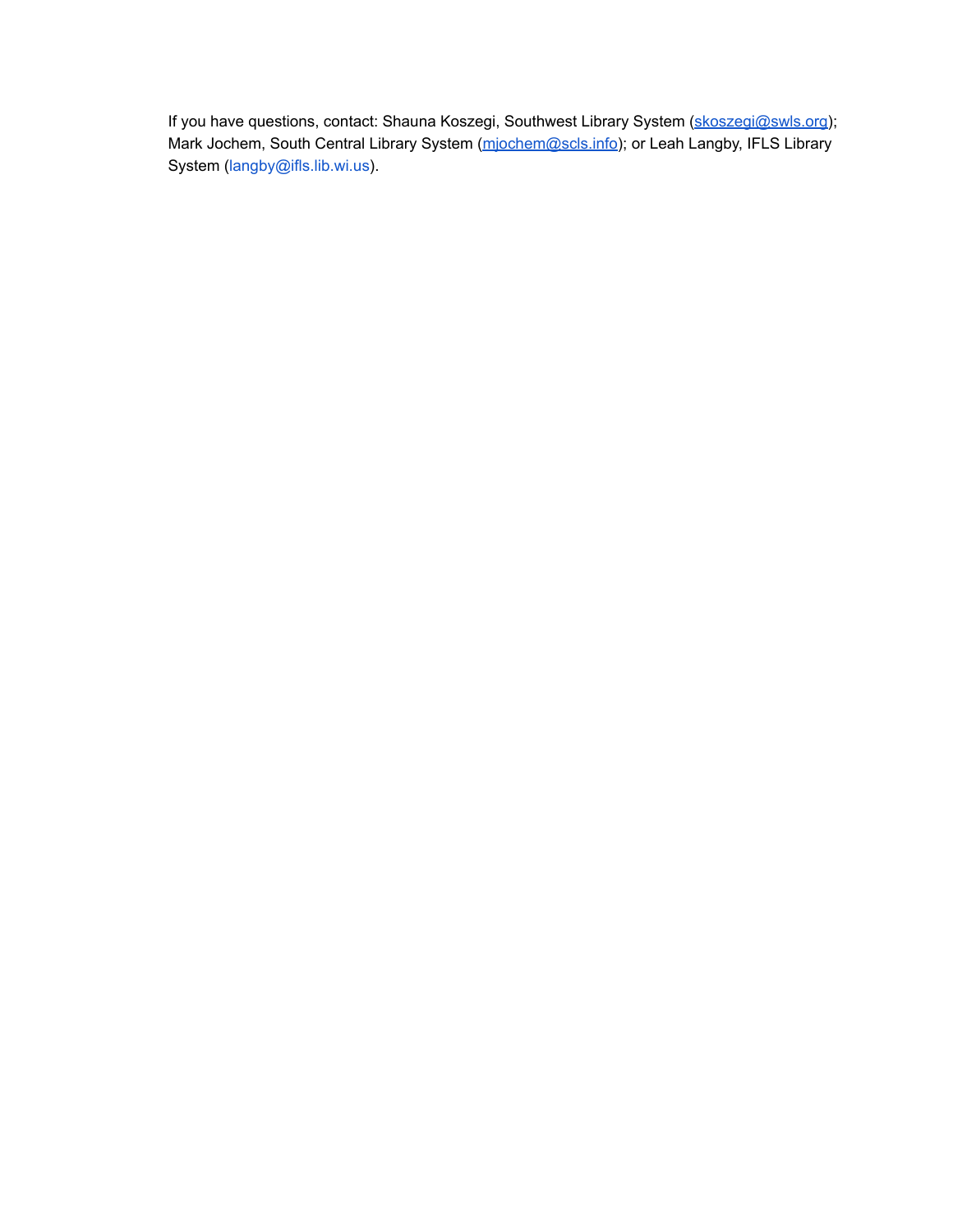If you have questions, contact: Shauna Koszegi, Southwest Library System (skoszegi@swls.org); Mark Jochem, South Central Library System (mjochem@scls.info); or Leah Langby, IFLS Library System (langby@ifls.lib.wi.us).